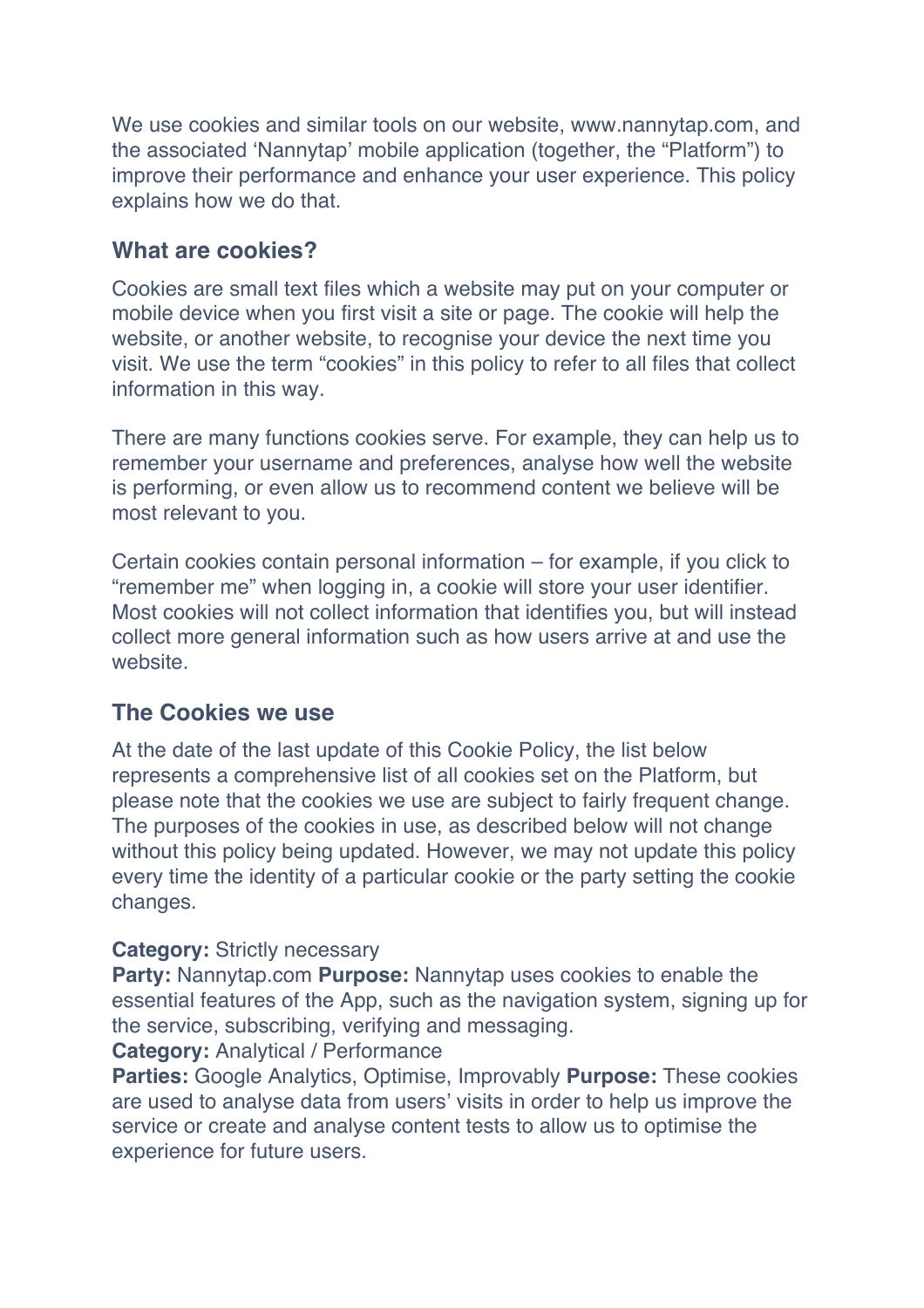We use cookies and similar tools on our website, www.nannytap.com, and the associated 'Nannytap' mobile application (together, the "Platform") to improve their performance and enhance your user experience. This policy explains how we do that.

## What are cookies?

Cookies are small text files which a website may put on your computer or mobile device when you first visit a site or page. The cookie will help the website, or another website, to recognise your device the next time you visit. We use the term "cookies" in this policy to refer to all files that collect information in this way.

There are many functions cookies serve. For example, they can help us to remember your username and preferences, analyse how well the website is performing, or even allow us to recommend content we believe will be most relevant to you.

Certain cookies contain personal information – for example, if you click to "remember me" when logging in, a cookie will store your user identifier. Most cookies will not collect information that identifies you, but will instead collect more general information such as how users arrive at and use the website.

## The Cookies we use

At the date of the last update of this Cookie Policy, the list below represents a comprehensive list of all cookies set on the Platform, but please note that the cookies we use are subject to fairly frequent change. The purposes of the cookies in use, as described below will not change without this policy being updated. However, we may not update this policy every time the identity of a particular cookie or the party setting the cookie changes.

**Category:** Strictly necessary
**Party:** Nannytap.com **Purpose:** Nannytap uses cookies to enable the essential features of the App, such as the navigation system, signing up for the service, subscribing, verifying and messaging.
**Category:** Analytical / Performance
**Parties:** Google Analytics, Optimise, Improvably **Purpose:** These cookies are used to analyse data from users' visits in order to help us improve the service or create and analyse content tests to allow us to optimise the experience for future users.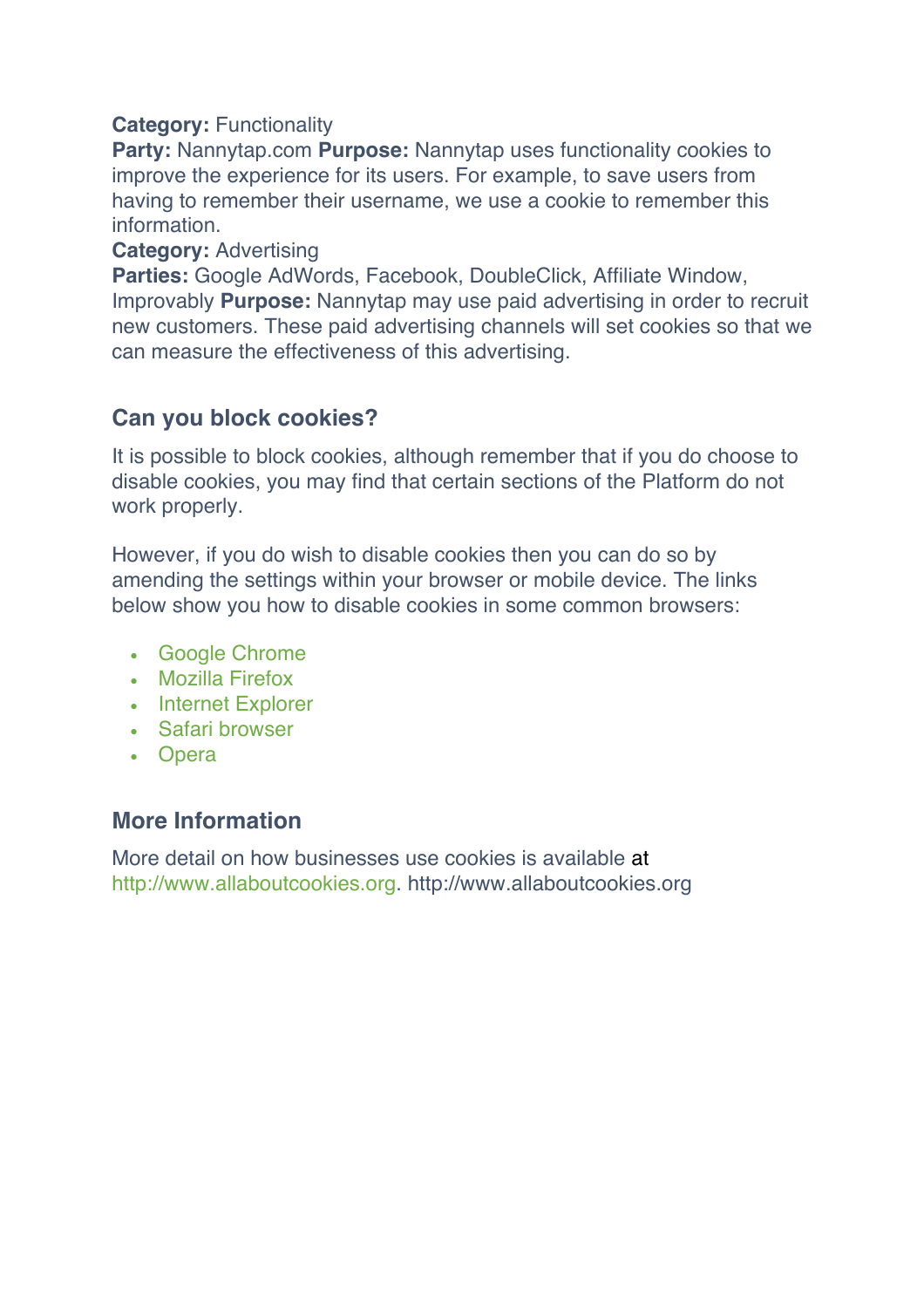**Category:** Functionality
**Party:** Nannytap.com **Purpose:** Nannytap uses functionality cookies to improve the experience for its users. For example, to save users from having to remember their username, we use a cookie to remember this information.
**Category:** Advertising
**Parties:** Google AdWords, Facebook, DoubleClick, Affiliate Window, Improvably **Purpose:** Nannytap may use paid advertising in order to recruit new customers. These paid advertising channels will set cookies so that we can measure the effectiveness of this advertising.

## Can you block cookies?

It is possible to block cookies, although remember that if you do choose to disable cookies, you may find that certain sections of the Platform do not work properly.

However, if you do wish to disable cookies then you can do so by amending the settings within your browser or mobile device. The links below show you how to disable cookies in some common browsers:

- Google Chrome
- Mozilla Firefox
- Internet Explorer
- Safari browser
- Opera

## More Information

More detail on how businesses use cookies is available at http://www.allaboutcookies.org. http://www.allaboutcookies.org